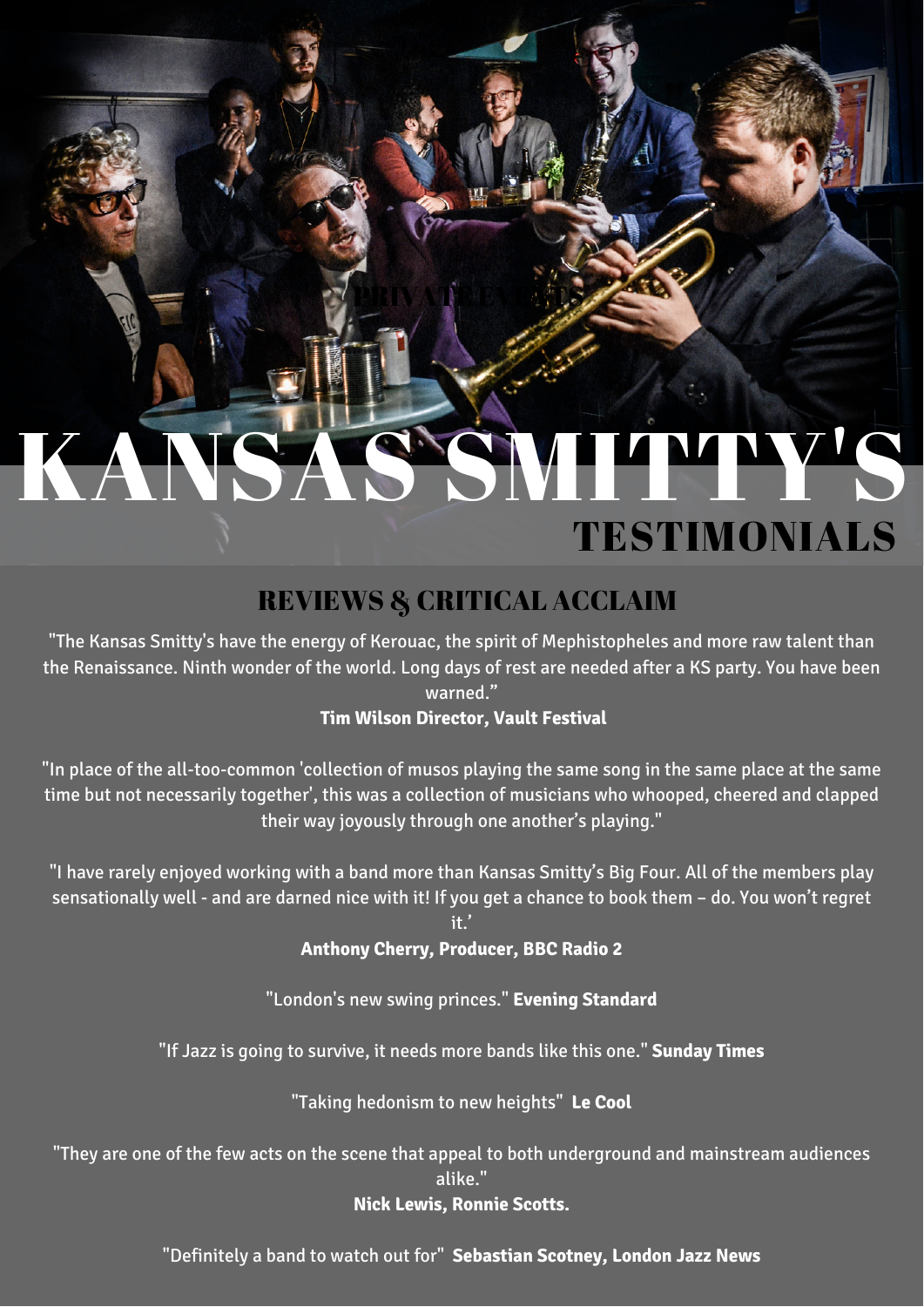PRIVATE EVENTS

# KANSAS SMITTY'S

## TESTIMONIALS

### REVIEWS & CRITICAL ACCLAIM

"The Kansas Smitty's have the energy of Kerouac, the spirit of Mephistopheles and more raw talent than the Renaissance. Ninth wonder of the world. Long days of rest are needed after a KS party. You have been warned."
**Tim Wilson Director, Vault Festival**

"In place of the all-too-common 'collection of musos playing the same song in the same place at the same time but not necessarily together', this was a collection of musicians who whooped, cheered and clapped their way joyously through one another's playing."

"I have rarely enjoyed working with a band more than Kansas Smitty's Big Four. All of the members play sensationally well - and are darned nice with it! If you get a chance to book them – do. You won't regret it.'
**Anthony Cherry, Producer, BBC Radio 2**

"London's new swing princes." **Evening Standard**

"If Jazz is going to survive, it needs more bands like this one." **Sunday Times**

"Taking hedonism to new heights" **Le Cool**

"They are one of the few acts on the scene that appeal to both underground and mainstream audiences alike."
**Nick Lewis, Ronnie Scotts.**

"Definitely a band to watch out for" **Sebastian Scotney, London Jazz News**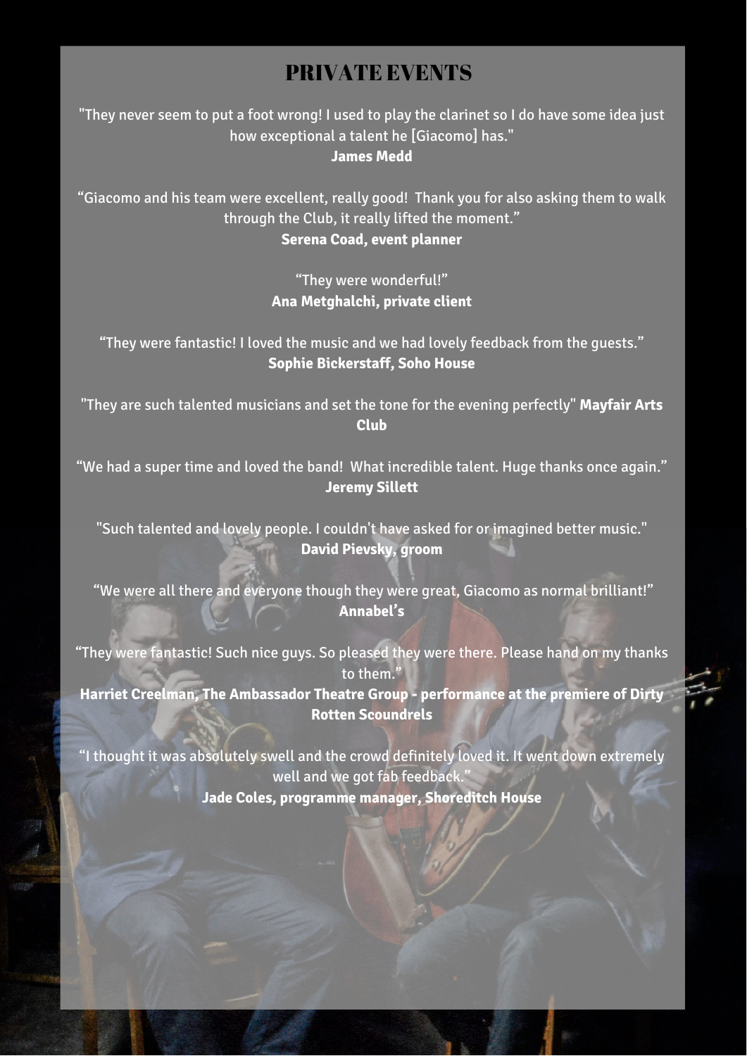# PRIVATE EVENTS

"They never seem to put a foot wrong! I used to play the clarinet so I do have some idea just how exceptional a talent he [Giacomo] has."
**James Medd**

“Giacomo and his team were excellent, really good!  Thank you for also asking them to walk through the Club, it really lifted the moment.”
**Serena Coad, event planner**

“They were wonderful!”
**Ana Metghalchi, private client**

“They were fantastic! I loved the music and we had lovely feedback from the guests.”
**Sophie Bickerstaff, Soho House**

"They are such talented musicians and set the tone for the evening perfectly" **Mayfair Arts Club**

“We had a super time and loved the band!  What incredible talent. Huge thanks once again.”
**Jeremy Sillett**

"Such talented and lovely people. I couldn't have asked for or imagined better music."
**David Pievsky, groom**

“We were all there and everyone though they were great, Giacomo as normal brilliant!”
**Annabel’s**

“They were fantastic! Such nice guys. So pleased they were there. Please hand on my thanks to them.”
**Harriet Creelman, The Ambassador Theatre Group - performance at the premiere of Dirty Rotten Scoundrels**

“I thought it was absolutely swell and the crowd definitely loved it. It went down extremely well and we got fab feedback.”
**Jade Coles, programme manager, Shoreditch House**